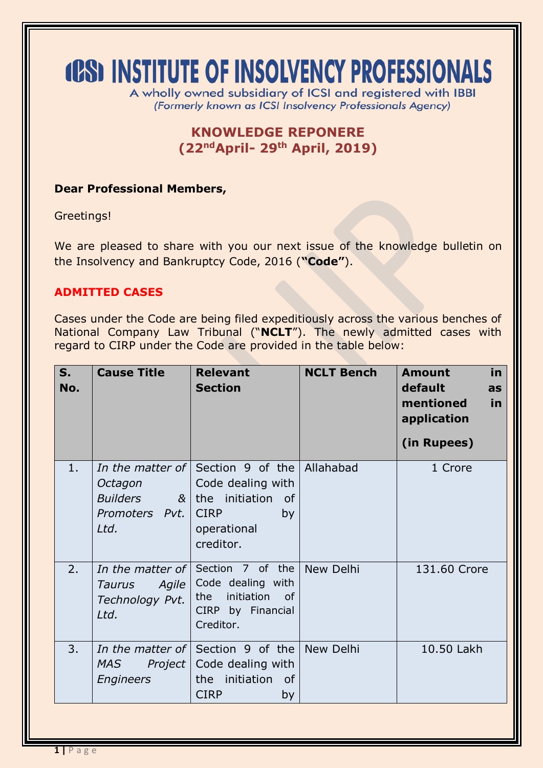# ICSI INSTITUTE OF INSOLVENCY PROFESSIONALS

A wholly owned subsidiary of ICSI and registered with IBBI
*(Formerly known as ICSI Insolvency Professionals Agency)*

## KNOWLEDGE REPONERE
## (22nd April- 29th April, 2019)

**Dear Professional Members,**

Greetings!

We are pleased to share with you our next issue of the knowledge bulletin on the Insolvency and Bankruptcy Code, 2016 (**"Code"**).

### ADMITTED CASES

Cases under the Code are being filed expeditiously across the various benches of National Company Law Tribunal ("**NCLT**"). The newly admitted cases with regard to CIRP under the Code are provided in the table below:

| S. No. | Cause Title | Relevant Section | NCLT Bench | Amount in default as mentioned in application (in Rupees) |
|---|---|---|---|---|
| 1. | *In the matter of Octagon Builders & Promoters Pvt. Ltd.* | Section 9 of the Code dealing with the initiation of CIRP by operational creditor. | Allahabad | 1 Crore |
| 2. | *In the matter of Taurus Agile Technology Pvt. Ltd.* | Section 7 of the Code dealing with the initiation of CIRP by Financial Creditor. | New Delhi | 131.60 Crore |
| 3. | *In the matter of MAS Project Engineers* | Section 9 of the Code dealing with the initiation of CIRP by | New Delhi | 10.50 Lakh |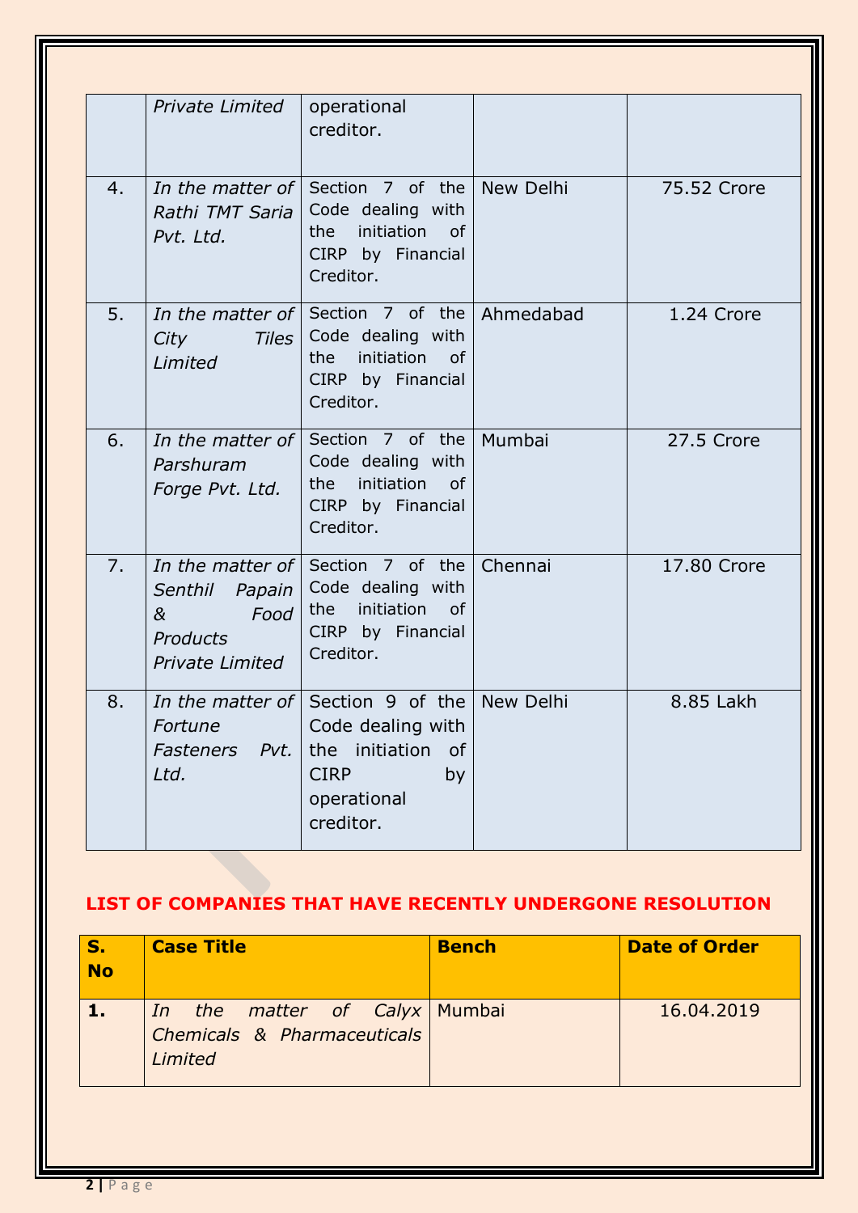| | *Private Limited* | operational creditor. | | |
|---|---|---|---|---|
| 4. | *In the matter of Rathi TMT Saria Pvt. Ltd.* | Section 7 of the Code dealing with the initiation of CIRP by Financial Creditor. | New Delhi | 75.52 Crore |
| 5. | *In the matter of City Tiles Limited* | Section 7 of the Code dealing with the initiation of CIRP by Financial Creditor. | Ahmedabad | 1.24 Crore |
| 6. | *In the matter of Parshuram Forge Pvt. Ltd.* | Section 7 of the Code dealing with the initiation of CIRP by Financial Creditor. | Mumbai | 27.5 Crore |
| 7. | *In the matter of Senthil Papain & Food Products Private Limited* | Section 7 of the Code dealing with the initiation of CIRP by Financial Creditor. | Chennai | 17.80 Crore |
| 8. | *In the matter of Fortune Fasteners Pvt. Ltd.* | Section 9 of the Code dealing with the initiation of CIRP by operational creditor. | New Delhi | 8.85 Lakh |

## LIST OF COMPANIES THAT HAVE RECENTLY UNDERGONE RESOLUTION

| S. No | Case Title | Bench | Date of Order |
|---|---|---|---|
| **1.** | *In the matter of Calyx Chemicals & Pharmaceuticals Limited* | Mumbai | 16.04.2019 |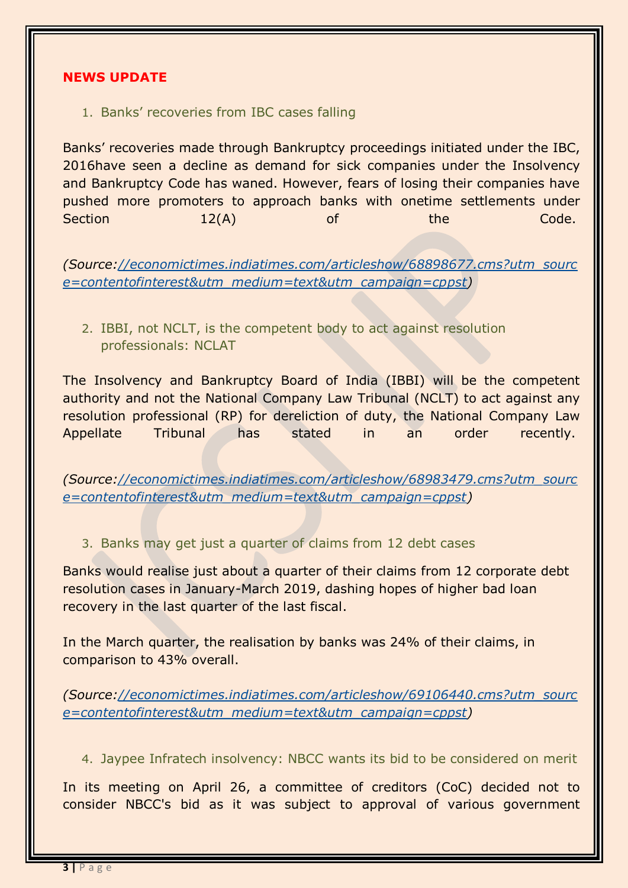## NEWS UPDATE

1. Banks' recoveries from IBC cases falling

Banks' recoveries made through Bankruptcy proceedings initiated under the IBC, 2016have seen a decline as demand for sick companies under the Insolvency and Bankruptcy Code has waned. However, fears of losing their companies have pushed more promoters to approach banks with onetime settlements under Section 12(A) of the Code.

*(Source:[//economictimes.indiatimes.com/articleshow/68898677.cms?utm_source=contentofinterest&utm_medium=text&utm_campaign=cppst](//economictimes.indiatimes.com/articleshow/68898677.cms?utm_source=contentofinterest&utm_medium=text&utm_campaign=cppst))*

2. IBBI, not NCLT, is the competent body to act against resolution professionals: NCLAT

The Insolvency and Bankruptcy Board of India (IBBI) will be the competent authority and not the National Company Law Tribunal (NCLT) to act against any resolution professional (RP) for dereliction of duty, the National Company Law Appellate Tribunal has stated in an order recently.

*(Source:[//economictimes.indiatimes.com/articleshow/68983479.cms?utm_source=contentofinterest&utm_medium=text&utm_campaign=cppst](//economictimes.indiatimes.com/articleshow/68983479.cms?utm_source=contentofinterest&utm_medium=text&utm_campaign=cppst))*

3. Banks may get just a quarter of claims from 12 debt cases

Banks would realise just about a quarter of their claims from 12 corporate debt resolution cases in January-March 2019, dashing hopes of higher bad loan recovery in the last quarter of the last fiscal.

In the March quarter, the realisation by banks was 24% of their claims, in comparison to 43% overall.

*(Source:[//economictimes.indiatimes.com/articleshow/69106440.cms?utm_source=contentofinterest&utm_medium=text&utm_campaign=cppst](//economictimes.indiatimes.com/articleshow/69106440.cms?utm_source=contentofinterest&utm_medium=text&utm_campaign=cppst))*

4. Jaypee Infratech insolvency: NBCC wants its bid to be considered on merit

In its meeting on April 26, a committee of creditors (CoC) decided not to consider NBCC's bid as it was subject to approval of various government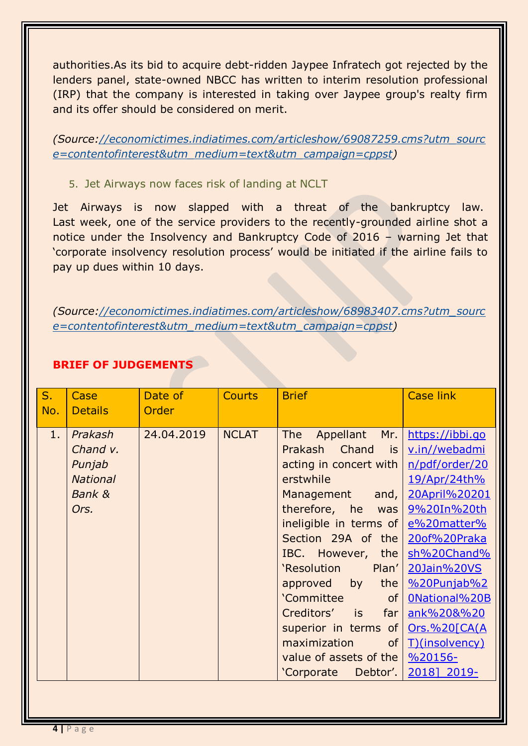authorities.As its bid to acquire debt-ridden Jaypee Infratech got rejected by the lenders panel, state-owned NBCC has written to interim resolution professional (IRP) that the company is interested in taking over Jaypee group's realty firm and its offer should be considered on merit.

*(Source://economictimes.indiatimes.com/articleshow/69087259.cms?utm_source=contentofinterest&utm_medium=text&utm_campaign=cppst)*

5. Jet Airways now faces risk of landing at NCLT

Jet Airways is now slapped with a threat of the bankruptcy law. Last week, one of the service providers to the recently-grounded airline shot a notice under the Insolvency and Bankruptcy Code of 2016 – warning Jet that 'corporate insolvency resolution process' would be initiated if the airline fails to pay up dues within 10 days.

*(Source://economictimes.indiatimes.com/articleshow/68983407.cms?utm_source=contentofinterest&utm_medium=text&utm_campaign=cppst)*

**BRIEF OF JUDGEMENTS**

| S. No. | Case Details | Date of Order | Courts | Brief | Case link |
|---|---|---|---|---|---|
| 1. | *Prakash Chand v. Punjab National Bank & Ors.* | 24.04.2019 | NCLAT | The Appellant Mr. Prakash Chand is acting in concert with erstwhile Management and, therefore, he was ineligible in terms of Section 29A of the IBC. However, the 'Resolution Plan' approved by the 'Committee of Creditors' is far superior in terms of maximization of value of assets of the 'Corporate Debtor'. | https://ibbi.gov.in//webadmin/pdf/order/2019/Apr/24th%20April%202019%20In%20the%20matter%20of%20Prakash%20Chand%20Jain%20VS%20Punjab%20National%20Bank%20&%20Ors.%20[CA(AT)(insolvency)%20156-2018]_2019- |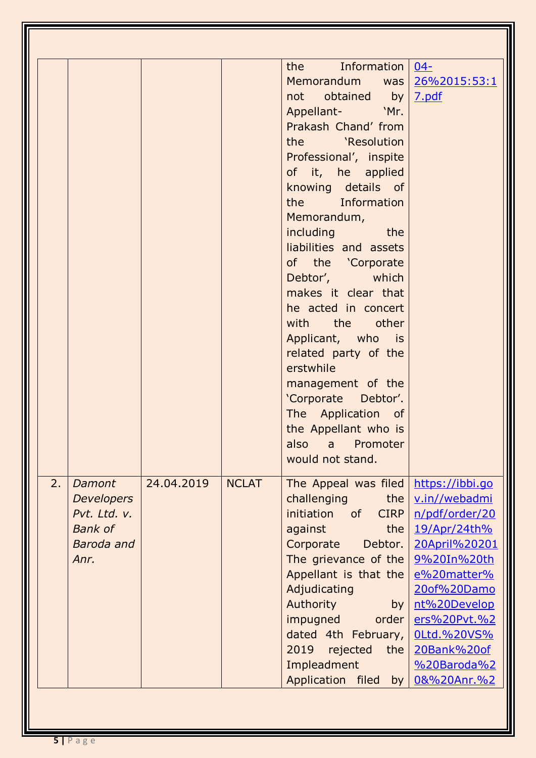| | | | | | |
|---|---|---|---|---|---|
| | | | | the Information Memorandum was not obtained by Appellant- 'Mr. Prakash Chand' from the 'Resolution Professional', inspite of it, he applied knowing details of the Information Memorandum, including the liabilities and assets of the 'Corporate Debtor', which makes it clear that he acted in concert with the other Applicant, who is related party of the erstwhile management of the 'Corporate Debtor'. The Application of the Appellant who is also a Promoter would not stand. | 04-26%2015:53:17.pdf |
| 2. | *Damont Developers Pvt. Ltd. v. Bank of Baroda and Anr.* | 24.04.2019 | NCLAT | The Appeal was filed challenging the initiation of CIRP against the Corporate Debtor. The grievance of the Appellant is that the Adjudicating Authority by impugned order dated 4th February, 2019 rejected the Impleadment Application filed by | https://ibbi.gov.in//webadmin/pdf/order/2019/Apr/24th%20April%202019%20In%20the%20matter%20of%20Damont%20Developers%20Pvt.%20Ltd.%20VS%20Bank%20of%20Baroda%20&%20Anr.%2 |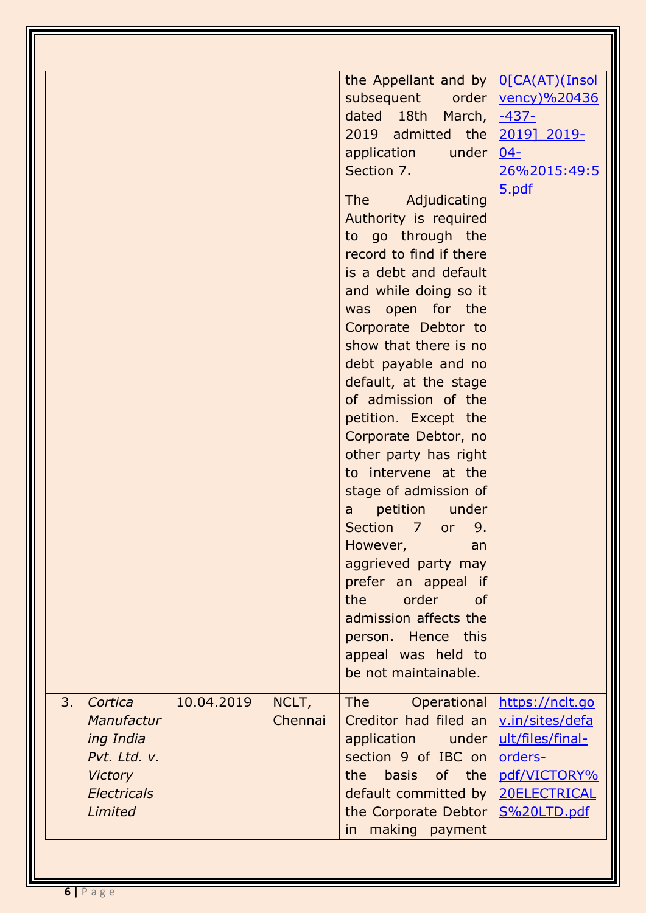| | | | | | |
|---|---|---|---|---|---|
| | | | | the Appellant and by subsequent order dated 18th March, 2019 admitted the application under Section 7.<br><br>The Adjudicating Authority is required to go through the record to find if there is a debt and default and while doing so it was open for the Corporate Debtor to show that there is no debt payable and no default, at the stage of admission of the petition. Except the Corporate Debtor, no other party has right to intervene at the stage of admission of a petition under Section 7 or 9. However, an aggrieved party may prefer an appeal if the order of admission affects the person. Hence this appeal was held to be not maintainable. | 0[CA(AT)(Insolvency)%20436-437-2019]_2019-04-26%2015:49:55.pdf |
| 3. | *Cortica Manufacturing India Pvt. Ltd. v. Victory Electricals Limited* | 10.04.2019 | NCLT, Chennai | The Operational Creditor had filed an application under section 9 of IBC on the basis of the default committed by the Corporate Debtor in making payment | https://nclt.gov.in/sites/default/files/final-orders-pdf/VICTORY%20ELECTRICALS%20LTD.pdf |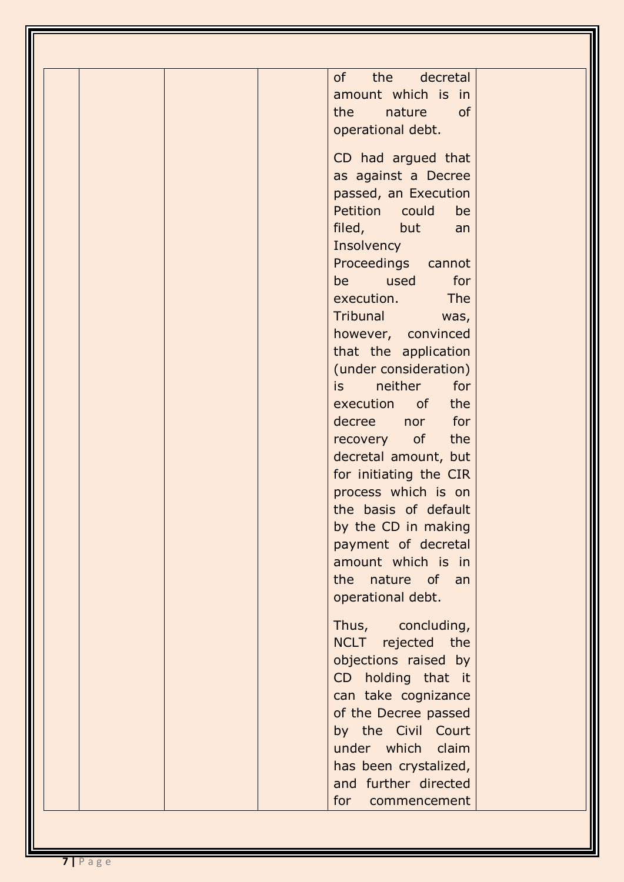| | | | | of the decretal amount which is in the nature of operational debt.<br><br>CD had argued that as against a Decree passed, an Execution Petition could be filed, but an Insolvency Proceedings cannot be used for execution. The Tribunal was, however, convinced that the application (under consideration) is neither for execution of the decree nor for recovery of the decretal amount, but for initiating the CIR process which is on the basis of default by the CD in making payment of decretal amount which is in the nature of an operational debt.<br><br>Thus, concluding, NCLT rejected the objections raised by CD holding that it can take cognizance of the Decree passed by the Civil Court under which claim has been crystalized, and further directed for commencement | |
|---|---|---|---|---|---|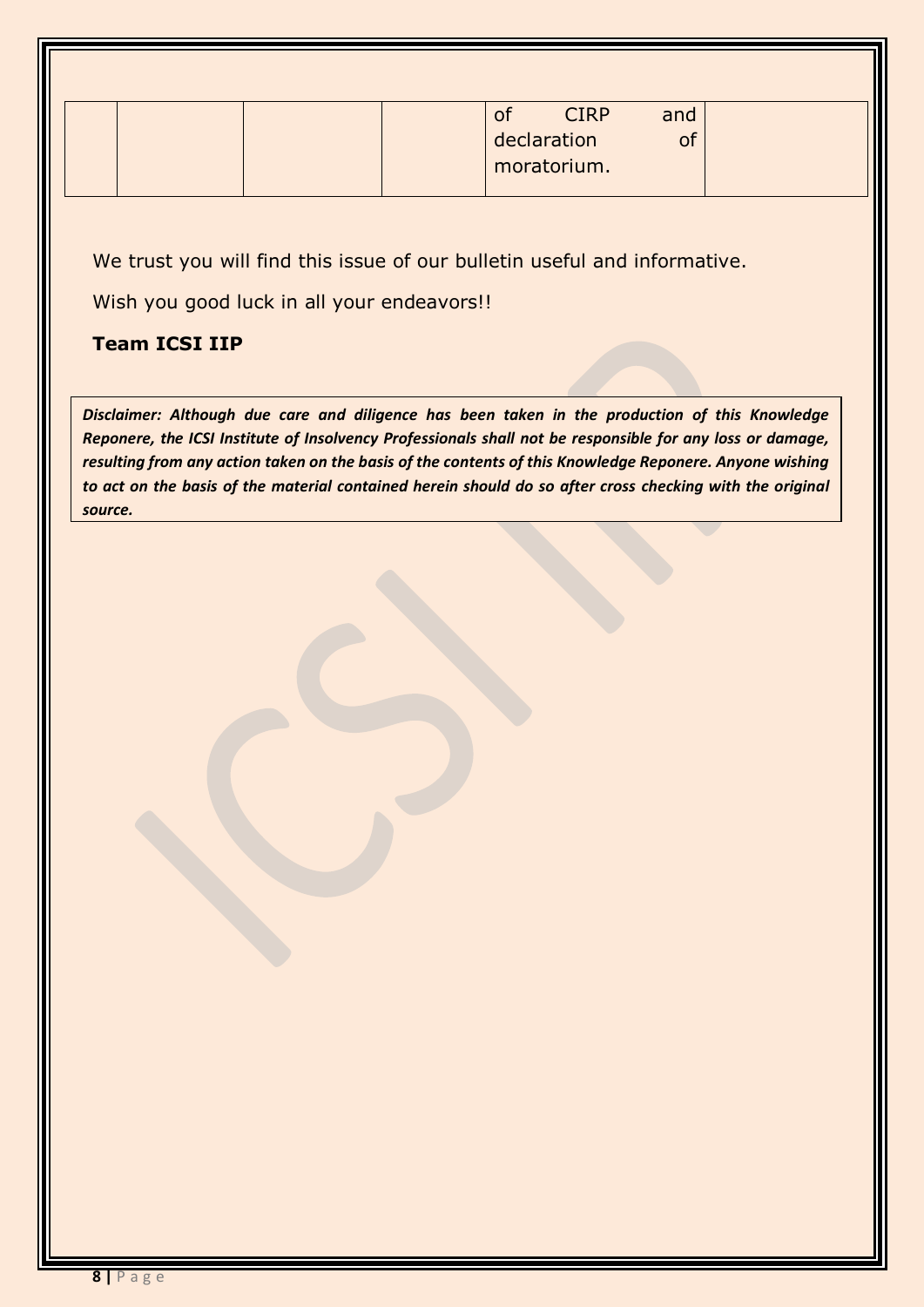| | | | | | |
|---|---|---|---|---|---|
| | | | | of CIRP and declaration of moratorium. | |

We trust you will find this issue of our bulletin useful and informative.

Wish you good luck in all your endeavors!!

**Team ICSI IIP**

***Disclaimer: Although due care and diligence has been taken in the production of this Knowledge Reponere, the ICSI Institute of Insolvency Professionals shall not be responsible for any loss or damage, resulting from any action taken on the basis of the contents of this Knowledge Reponere. Anyone wishing to act on the basis of the material contained herein should do so after cross checking with the original source.***